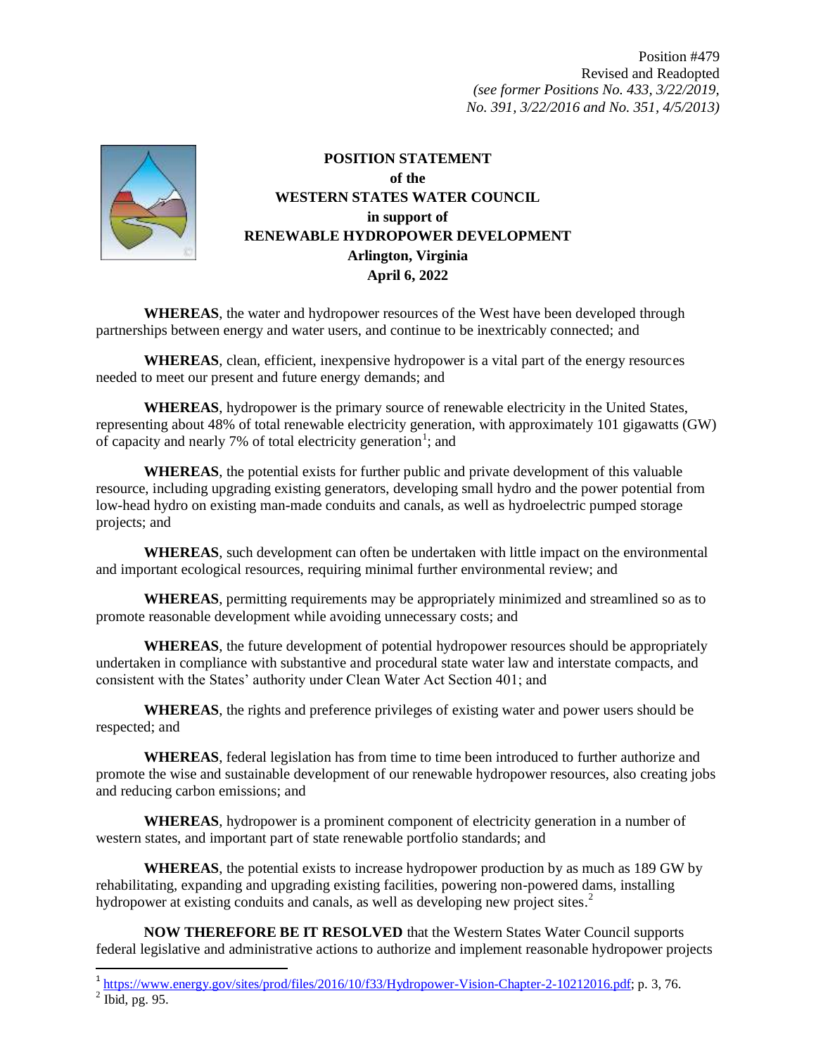Position #479
Revised and Readopted
*(see former Positions No. 433, 3/22/2019, No. 391, 3/22/2016 and No. 351, 4/5/2013)*

**POSITION STATEMENT**
**of the**
**WESTERN STATES WATER COUNCIL**
**in support of**
**RENEWABLE HYDROPOWER DEVELOPMENT**
**Arlington, Virginia**
**April 6, 2022**

**WHEREAS**, the water and hydropower resources of the West have been developed through partnerships between energy and water users, and continue to be inextricably connected; and

**WHEREAS**, clean, efficient, inexpensive hydropower is a vital part of the energy resources needed to meet our present and future energy demands; and

**WHEREAS**, hydropower is the primary source of renewable electricity in the United States, representing about 48% of total renewable electricity generation, with approximately 101 gigawatts (GW) of capacity and nearly 7% of total electricity generation[1]; and

**WHEREAS**, the potential exists for further public and private development of this valuable resource, including upgrading existing generators, developing small hydro and the power potential from low-head hydro on existing man-made conduits and canals, as well as hydroelectric pumped storage projects; and

**WHEREAS**, such development can often be undertaken with little impact on the environmental and important ecological resources, requiring minimal further environmental review; and

**WHEREAS**, permitting requirements may be appropriately minimized and streamlined so as to promote reasonable development while avoiding unnecessary costs; and

**WHEREAS**, the future development of potential hydropower resources should be appropriately undertaken in compliance with substantive and procedural state water law and interstate compacts, and consistent with the States' authority under Clean Water Act Section 401; and

**WHEREAS**, the rights and preference privileges of existing water and power users should be respected; and

**WHEREAS**, federal legislation has from time to time been introduced to further authorize and promote the wise and sustainable development of our renewable hydropower resources, also creating jobs and reducing carbon emissions; and

**WHEREAS**, hydropower is a prominent component of electricity generation in a number of western states, and important part of state renewable portfolio standards; and

**WHEREAS**, the potential exists to increase hydropower production by as much as 189 GW by rehabilitating, expanding and upgrading existing facilities, powering non-powered dams, installing hydropower at existing conduits and canals, as well as developing new project sites.[2]

**NOW THEREFORE BE IT RESOLVED** that the Western States Water Council supports federal legislative and administrative actions to authorize and implement reasonable hydropower projects

---

[1] https://www.energy.gov/sites/prod/files/2016/10/f33/Hydropower-Vision-Chapter-2-10212016.pdf; p. 3, 76.

[2] Ibid, pg. 95.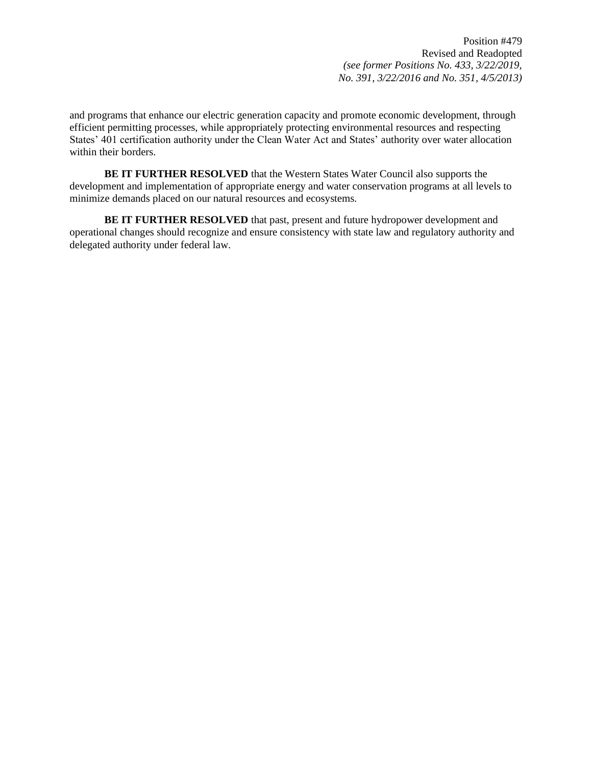and programs that enhance our electric generation capacity and promote economic development, through efficient permitting processes, while appropriately protecting environmental resources and respecting States' 401 certification authority under the Clean Water Act and States' authority over water allocation within their borders.

**BE IT FURTHER RESOLVED** that the Western States Water Council also supports the development and implementation of appropriate energy and water conservation programs at all levels to minimize demands placed on our natural resources and ecosystems.

**BE IT FURTHER RESOLVED** that past, present and future hydropower development and operational changes should recognize and ensure consistency with state law and regulatory authority and delegated authority under federal law.